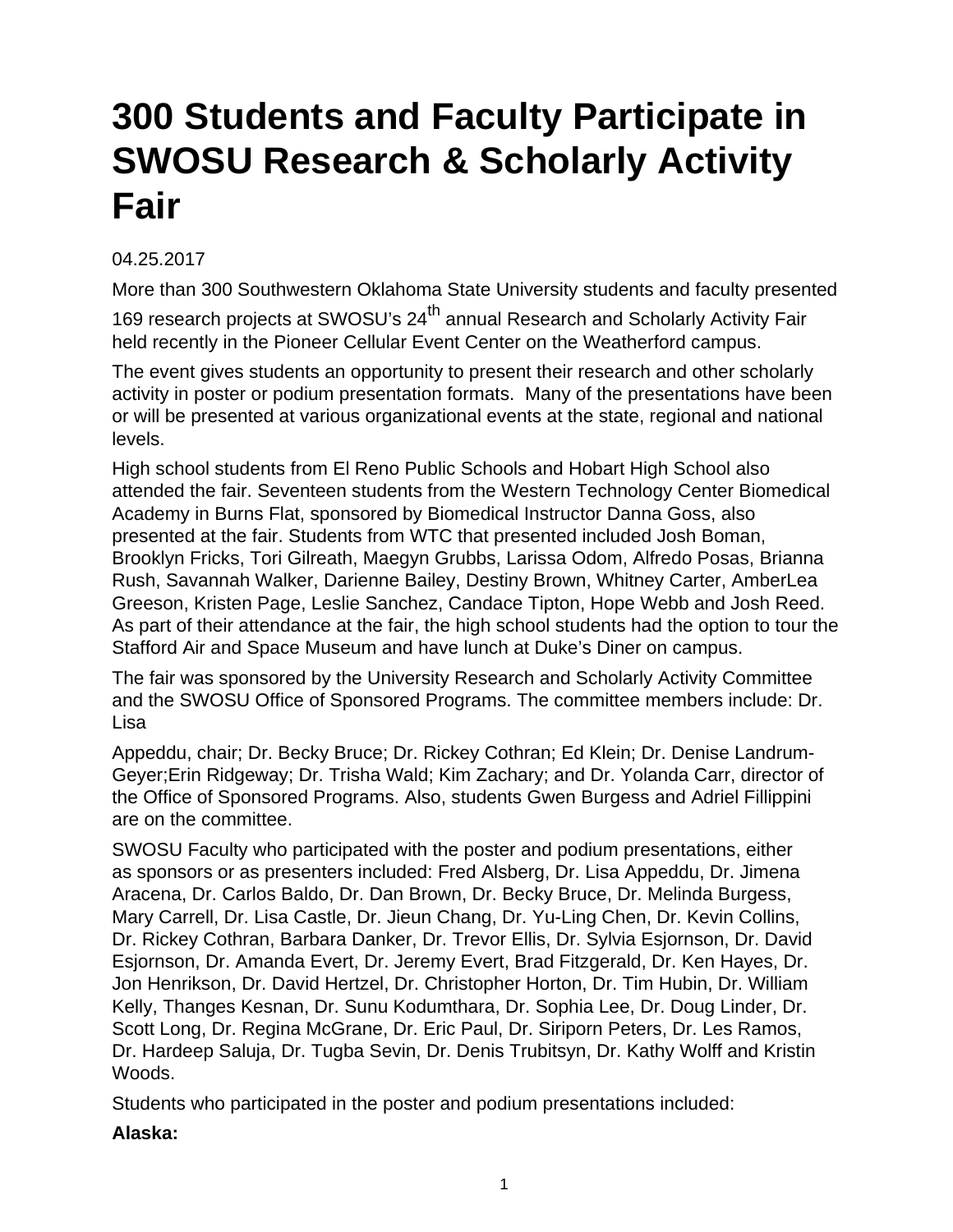# 300 Students and Faculty Participate in SWOSU Research & Scholarly Activity Fair

04.25.2017

More than 300 Southwestern Oklahoma State University students and faculty presented 169 research projects at SWOSU's 24th annual Research and Scholarly Activity Fair held recently in the Pioneer Cellular Event Center on the Weatherford campus.

The event gives students an opportunity to present their research and other scholarly activity in poster or podium presentation formats. Many of the presentations have been or will be presented at various organizational events at the state, regional and national levels.

High school students from El Reno Public Schools and Hobart High School also attended the fair. Seventeen students from the Western Technology Center Biomedical Academy in Burns Flat, sponsored by Biomedical Instructor Danna Goss, also presented at the fair. Students from WTC that presented included Josh Boman, Brooklyn Fricks, Tori Gilreath, Maegyn Grubbs, Larissa Odom, Alfredo Posas, Brianna Rush, Savannah Walker, Darienne Bailey, Destiny Brown, Whitney Carter, AmberLea Greeson, Kristen Page, Leslie Sanchez, Candace Tipton, Hope Webb and Josh Reed. As part of their attendance at the fair, the high school students had the option to tour the Stafford Air and Space Museum and have lunch at Duke's Diner on campus.

The fair was sponsored by the University Research and Scholarly Activity Committee and the SWOSU Office of Sponsored Programs. The committee members include: Dr. Lisa Appeddu, chair; Dr. Becky Bruce; Dr. Rickey Cothran; Ed Klein; Dr. Denise Landrum-Geyer;Erin Ridgeway; Dr. Trisha Wald; Kim Zachary; and Dr. Yolanda Carr, director of the Office of Sponsored Programs. Also, students Gwen Burgess and Adriel Fillippini are on the committee.

SWOSU Faculty who participated with the poster and podium presentations, either as sponsors or as presenters included: Fred Alsberg, Dr. Lisa Appeddu, Dr. Jimena Aracena, Dr. Carlos Baldo, Dr. Dan Brown, Dr. Becky Bruce, Dr. Melinda Burgess, Mary Carrell, Dr. Lisa Castle, Dr. Jieun Chang, Dr. Yu-Ling Chen, Dr. Kevin Collins, Dr. Rickey Cothran, Barbara Danker, Dr. Trevor Ellis, Dr. Sylvia Esjornson, Dr. David Esjornson, Dr. Amanda Evert, Dr. Jeremy Evert, Brad Fitzgerald, Dr. Ken Hayes, Dr. Jon Henrikson, Dr. David Hertzel, Dr. Christopher Horton, Dr. Tim Hubin, Dr. William Kelly, Thanges Kesnan, Dr. Sunu Kodumthara, Dr. Sophia Lee, Dr. Doug Linder, Dr. Scott Long, Dr. Regina McGrane, Dr. Eric Paul, Dr. Siriporn Peters, Dr. Les Ramos, Dr. Hardeep Saluja, Dr. Tugba Sevin, Dr. Denis Trubitsyn, Dr. Kathy Wolff and Kristin Woods.

Students who participated in the poster and podium presentations included:

**Alaska:**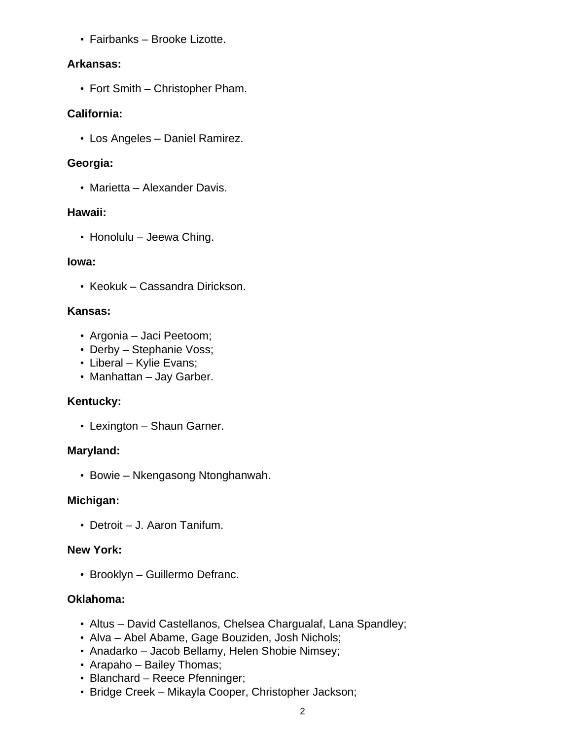- Fairbanks – Brooke Lizotte.

**Arkansas:**

- Fort Smith – Christopher Pham.

**California:**

- Los Angeles – Daniel Ramirez.

**Georgia:**

- Marietta – Alexander Davis.

**Hawaii:**

- Honolulu – Jeewa Ching.

**Iowa:**

- Keokuk – Cassandra Dirickson.

**Kansas:**

- Argonia – Jaci Peetoom;
- Derby – Stephanie Voss;
- Liberal – Kylie Evans;
- Manhattan – Jay Garber.

**Kentucky:**

- Lexington – Shaun Garner.

**Maryland:**

- Bowie – Nkengasong Ntonghanwah.

**Michigan:**

- Detroit – J. Aaron Tanifum.

**New York:**

- Brooklyn – Guillermo Defranc.

**Oklahoma:**

- Altus – David Castellanos, Chelsea Chargualaf, Lana Spandley;
- Alva – Abel Abame, Gage Bouziden, Josh Nichols;
- Anadarko – Jacob Bellamy, Helen Shobie Nimsey;
- Arapaho – Bailey Thomas;
- Blanchard – Reece Pfenninger;
- Bridge Creek – Mikayla Cooper, Christopher Jackson;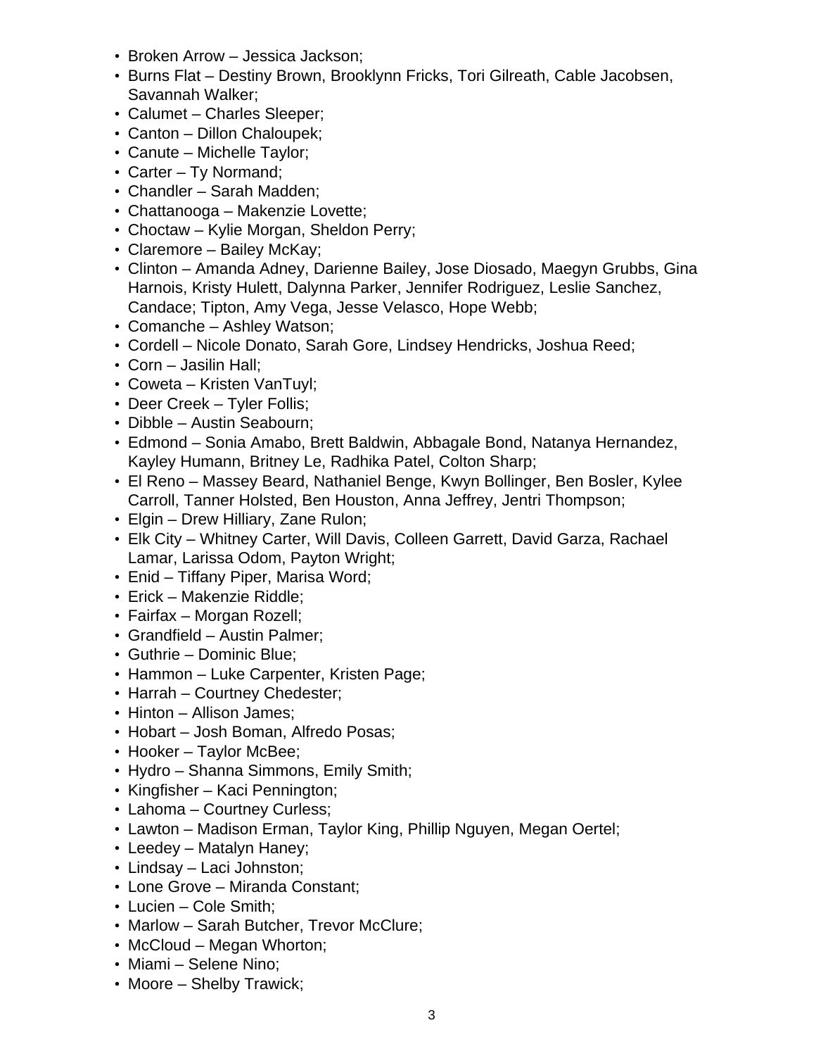- Broken Arrow – Jessica Jackson;
- Burns Flat – Destiny Brown, Brooklynn Fricks, Tori Gilreath, Cable Jacobsen, Savannah Walker;
- Calumet – Charles Sleeper;
- Canton – Dillon Chaloupek;
- Canute – Michelle Taylor;
- Carter – Ty Normand;
- Chandler – Sarah Madden;
- Chattanooga – Makenzie Lovette;
- Choctaw – Kylie Morgan, Sheldon Perry;
- Claremore – Bailey McKay;
- Clinton – Amanda Adney, Darienne Bailey, Jose Diosado, Maegyn Grubbs, Gina Harnois, Kristy Hulett, Dalynna Parker, Jennifer Rodriguez, Leslie Sanchez, Candace; Tipton, Amy Vega, Jesse Velasco, Hope Webb;
- Comanche – Ashley Watson;
- Cordell – Nicole Donato, Sarah Gore, Lindsey Hendricks, Joshua Reed;
- Corn – Jasilin Hall;
- Coweta – Kristen VanTuyl;
- Deer Creek – Tyler Follis;
- Dibble – Austin Seabourn;
- Edmond – Sonia Amabo, Brett Baldwin, Abbagale Bond, Natanya Hernandez, Kayley Humann, Britney Le, Radhika Patel, Colton Sharp;
- El Reno – Massey Beard, Nathaniel Benge, Kwyn Bollinger, Ben Bosler, Kylee Carroll, Tanner Holsted, Ben Houston, Anna Jeffrey, Jentri Thompson;
- Elgin – Drew Hilliary, Zane Rulon;
- Elk City – Whitney Carter, Will Davis, Colleen Garrett, David Garza, Rachael Lamar, Larissa Odom, Payton Wright;
- Enid – Tiffany Piper, Marisa Word;
- Erick – Makenzie Riddle;
- Fairfax – Morgan Rozell;
- Grandfield – Austin Palmer;
- Guthrie – Dominic Blue;
- Hammon – Luke Carpenter, Kristen Page;
- Harrah – Courtney Chedester;
- Hinton – Allison James;
- Hobart – Josh Boman, Alfredo Posas;
- Hooker – Taylor McBee;
- Hydro – Shanna Simmons, Emily Smith;
- Kingfisher – Kaci Pennington;
- Lahoma – Courtney Curless;
- Lawton – Madison Erman, Taylor King, Phillip Nguyen, Megan Oertel;
- Leedey – Matalyn Haney;
- Lindsay – Laci Johnston;
- Lone Grove – Miranda Constant;
- Lucien – Cole Smith;
- Marlow – Sarah Butcher, Trevor McClure;
- McCloud – Megan Whorton;
- Miami – Selene Nino;
- Moore – Shelby Trawick;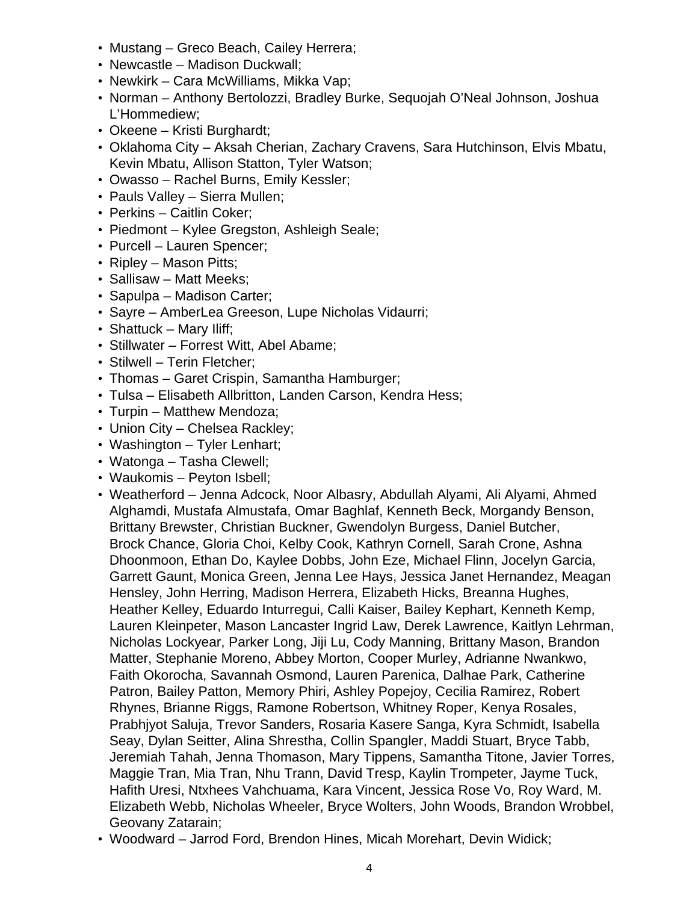- Mustang – Greco Beach, Cailey Herrera;
- Newcastle – Madison Duckwall;
- Newkirk – Cara McWilliams, Mikka Vap;
- Norman – Anthony Bertolozzi, Bradley Burke, Sequojah O'Neal Johnson, Joshua L'Hommediew;
- Okeene – Kristi Burghardt;
- Oklahoma City – Aksah Cherian, Zachary Cravens, Sara Hutchinson, Elvis Mbatu, Kevin Mbatu, Allison Statton, Tyler Watson;
- Owasso – Rachel Burns, Emily Kessler;
- Pauls Valley – Sierra Mullen;
- Perkins – Caitlin Coker;
- Piedmont – Kylee Gregston, Ashleigh Seale;
- Purcell – Lauren Spencer;
- Ripley – Mason Pitts;
- Sallisaw – Matt Meeks;
- Sapulpa – Madison Carter;
- Sayre – AmberLea Greeson, Lupe Nicholas Vidaurri;
- Shattuck – Mary Iliff;
- Stillwater – Forrest Witt, Abel Abame;
- Stilwell – Terin Fletcher;
- Thomas – Garet Crispin, Samantha Hamburger;
- Tulsa – Elisabeth Allbritton, Landen Carson, Kendra Hess;
- Turpin – Matthew Mendoza;
- Union City – Chelsea Rackley;
- Washington – Tyler Lenhart;
- Watonga – Tasha Clewell;
- Waukomis – Peyton Isbell;
- Weatherford – Jenna Adcock, Noor Albasry, Abdullah Alyami, Ali Alyami, Ahmed Alghamdi, Mustafa Almustafa, Omar Baghlaf, Kenneth Beck, Morgandy Benson, Brittany Brewster, Christian Buckner, Gwendolyn Burgess, Daniel Butcher, Brock Chance, Gloria Choi, Kelby Cook, Kathryn Cornell, Sarah Crone, Ashna Dhoonmoon, Ethan Do, Kaylee Dobbs, John Eze, Michael Flinn, Jocelyn Garcia, Garrett Gaunt, Monica Green, Jenna Lee Hays, Jessica Janet Hernandez, Meagan Hensley, John Herring, Madison Herrera, Elizabeth Hicks, Breanna Hughes, Heather Kelley, Eduardo Inturregui, Calli Kaiser, Bailey Kephart, Kenneth Kemp, Lauren Kleinpeter, Mason Lancaster Ingrid Law, Derek Lawrence, Kaitlyn Lehrman, Nicholas Lockyear, Parker Long, Jiji Lu, Cody Manning, Brittany Mason, Brandon Matter, Stephanie Moreno, Abbey Morton, Cooper Murley, Adrianne Nwankwo, Faith Okorocha, Savannah Osmond, Lauren Parenica, Dalhae Park, Catherine Patron, Bailey Patton, Memory Phiri, Ashley Popejoy, Cecilia Ramirez, Robert Rhynes, Brianne Riggs, Ramone Robertson, Whitney Roper, Kenya Rosales, Prabhjyot Saluja, Trevor Sanders, Rosaria Kasere Sanga, Kyra Schmidt, Isabella Seay, Dylan Seitter, Alina Shrestha, Collin Spangler, Maddi Stuart, Bryce Tabb, Jeremiah Tahah, Jenna Thomason, Mary Tippens, Samantha Titone, Javier Torres, Maggie Tran, Mia Tran, Nhu Trann, David Tresp, Kaylin Trompeter, Jayme Tuck, Hafith Uresi, Ntxhees Vahchuama, Kara Vincent, Jessica Rose Vo, Roy Ward, M. Elizabeth Webb, Nicholas Wheeler, Bryce Wolters, John Woods, Brandon Wrobbel, Geovany Zatarain;
- Woodward – Jarrod Ford, Brendon Hines, Micah Morehart, Devin Widick;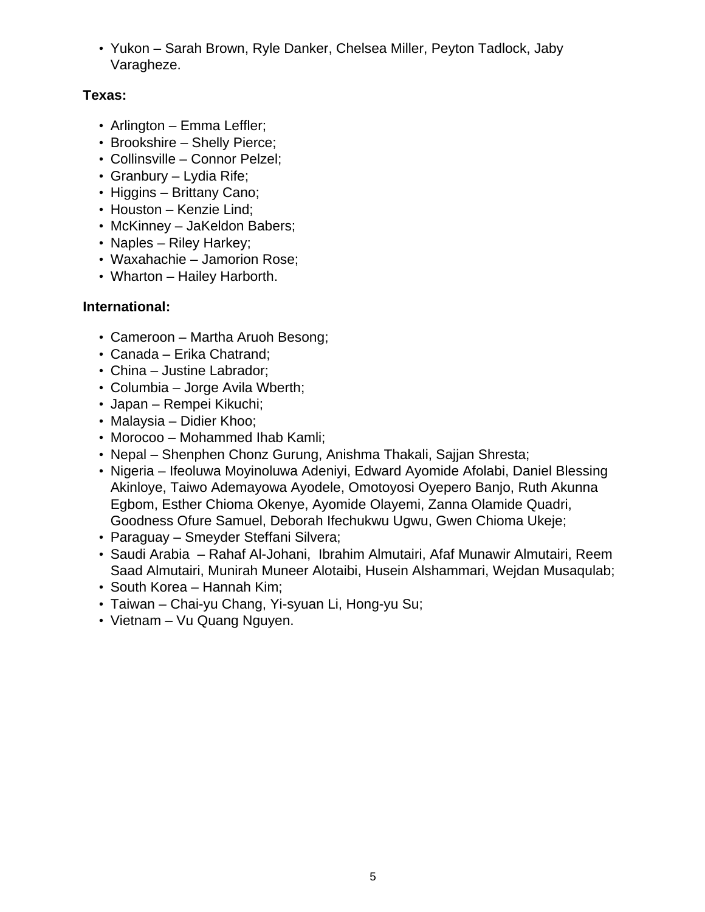- Yukon – Sarah Brown, Ryle Danker, Chelsea Miller, Peyton Tadlock, Jaby Varagheze.

**Texas:**

- Arlington – Emma Leffler;
- Brookshire – Shelly Pierce;
- Collinsville – Connor Pelzel;
- Granbury – Lydia Rife;
- Higgins – Brittany Cano;
- Houston – Kenzie Lind;
- McKinney – JaKeldon Babers;
- Naples – Riley Harkey;
- Waxahachie – Jamorion Rose;
- Wharton – Hailey Harborth.

**International:**

- Cameroon – Martha Aruoh Besong;
- Canada – Erika Chatrand;
- China – Justine Labrador;
- Columbia – Jorge Avila Wberth;
- Japan – Rempei Kikuchi;
- Malaysia – Didier Khoo;
- Morocoo – Mohammed Ihab Kamli;
- Nepal – Shenphen Chonz Gurung, Anishma Thakali, Sajjan Shresta;
- Nigeria – Ifeoluwa Moyinoluwa Adeniyi, Edward Ayomide Afolabi, Daniel Blessing Akinloye, Taiwo Ademayowa Ayodele, Omotoyosi Oyepero Banjo, Ruth Akunna Egbom, Esther Chioma Okenye, Ayomide Olayemi, Zanna Olamide Quadri, Goodness Ofure Samuel, Deborah Ifechukwu Ugwu, Gwen Chioma Ukeje;
- Paraguay – Smeyder Steffani Silvera;
- Saudi Arabia – Rahaf Al-Johani, Ibrahim Almutairi, Afaf Munawir Almutairi, Reem Saad Almutairi, Munirah Muneer Alotaibi, Husein Alshammari, Wejdan Musaqulab;
- South Korea – Hannah Kim;
- Taiwan – Chai-yu Chang, Yi-syuan Li, Hong-yu Su;
- Vietnam – Vu Quang Nguyen.